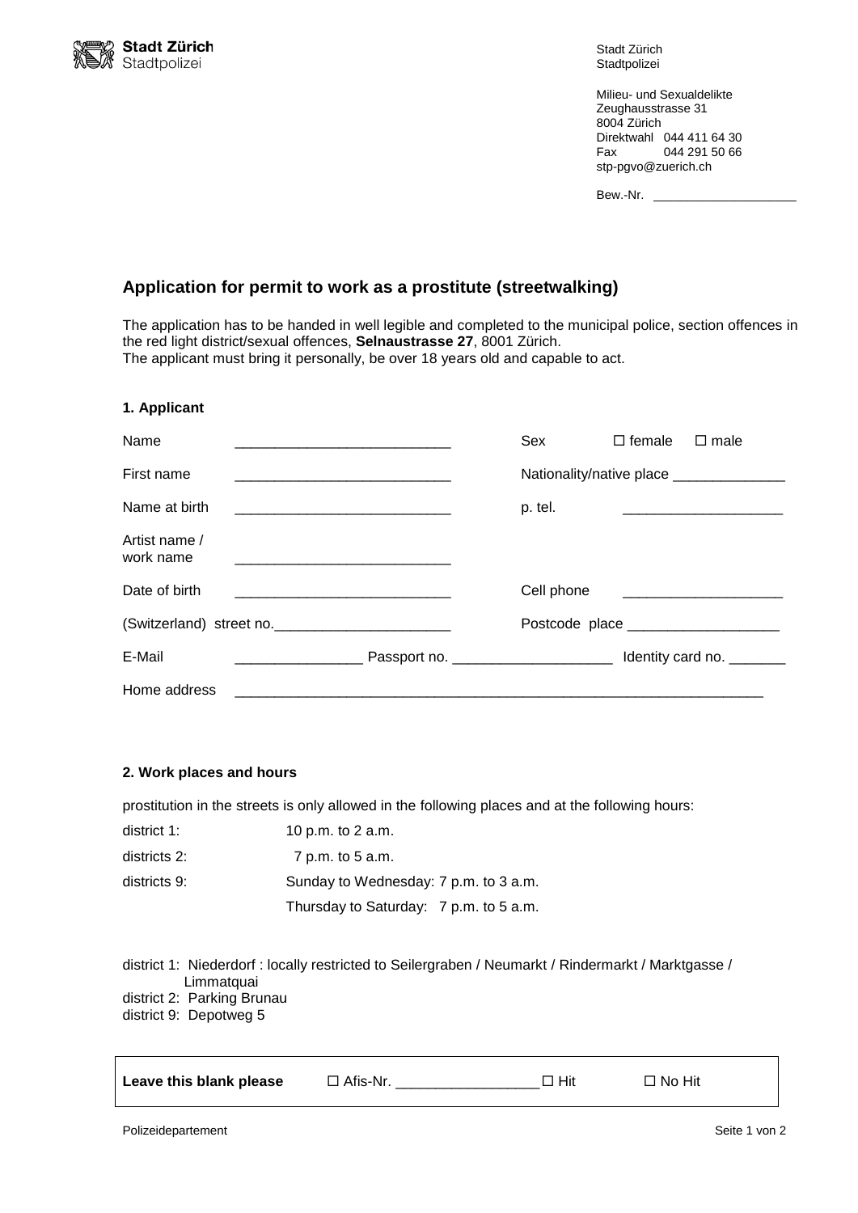Stadt Zürich
Stadtpolizei

Stadt Zürich
Stadtpolizei

Milieu- und Sexualdelikte
Zeughausstrasse 31
8004 Zürich
Direktwahl 044 411 64 30
Fax 044 291 50 66
stp-pgvo@zuerich.ch

Bew.-Nr. ____________________

## Application for permit to work as a prostitute (streetwalking)

The application has to be handed in well legible and completed to the municipal police, section offences in the red light district/sexual offences, **Selnaustrasse 27**, 8001 Zürich.
The applicant must bring it personally, be over 18 years old and capable to act.

### 1. Applicant

Name ___________________________ Sex ☐ female ☐ male

First name ___________________________ Nationality/native place ______________

Name at birth ___________________________ p. tel. ____________________

Artist name / work name ___________________________

Date of birth ___________________________ Cell phone ____________________

(Switzerland) street no.______________________ Postcode place ___________________

E-Mail ________________ Passport no. ____________________ Identity card no. _______

Home address ___________________________________________________________________

### 2. Work places and hours

prostitution in the streets is only allowed in the following places and at the following hours:

| | |
|---|---|
| district 1: | 10 p.m. to 2 a.m. |
| districts 2: | 7 p.m. to 5 a.m. |
| districts 9: | Sunday to Wednesday: 7 p.m. to 3 a.m. |
| | Thursday to Saturday: 7 p.m. to 5 a.m. |

district 1: Niederdorf : locally restricted to Seilergraben / Neumarkt / Rindermarkt / Marktgasse / Limmatquai
district 2: Parking Brunau
district 9: Depotweg 5

| **Leave this blank please** | ☐ Afis-Nr. _________________ | ☐ Hit | ☐ No Hit |
|---|---|---|---|

Polizeidepartement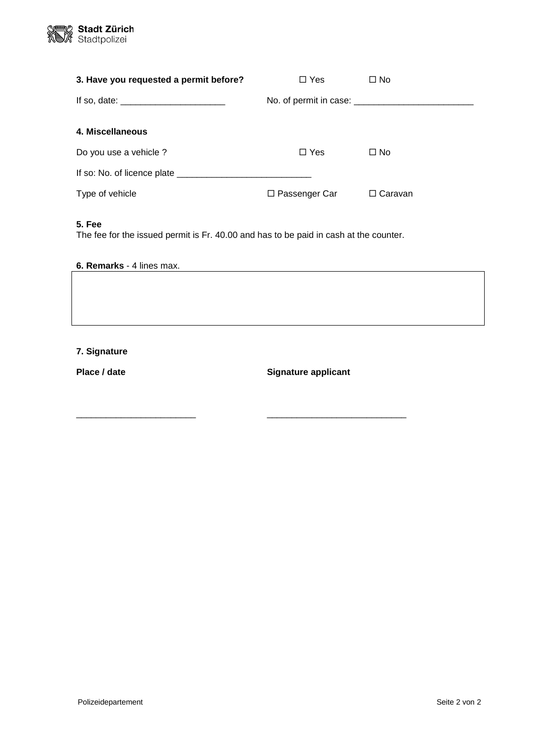**3. Have you requested a permit before?** ☐ Yes ☐ No

If so, date: _____________________ No. of permit in case: ________________________

**4. Miscellaneous**

Do you use a vehicle ? ☐ Yes ☐ No

If so: No. of licence plate ___________________________

Type of vehicle ☐ Passenger Car ☐ Caravan

**5. Fee**
The fee for the issued permit is Fr. 40.00 and has to be paid in cash at the counter.

**6. Remarks** - 4 lines max.

**7. Signature**

**Place / date** **Signature applicant**

________________________ ____________________________